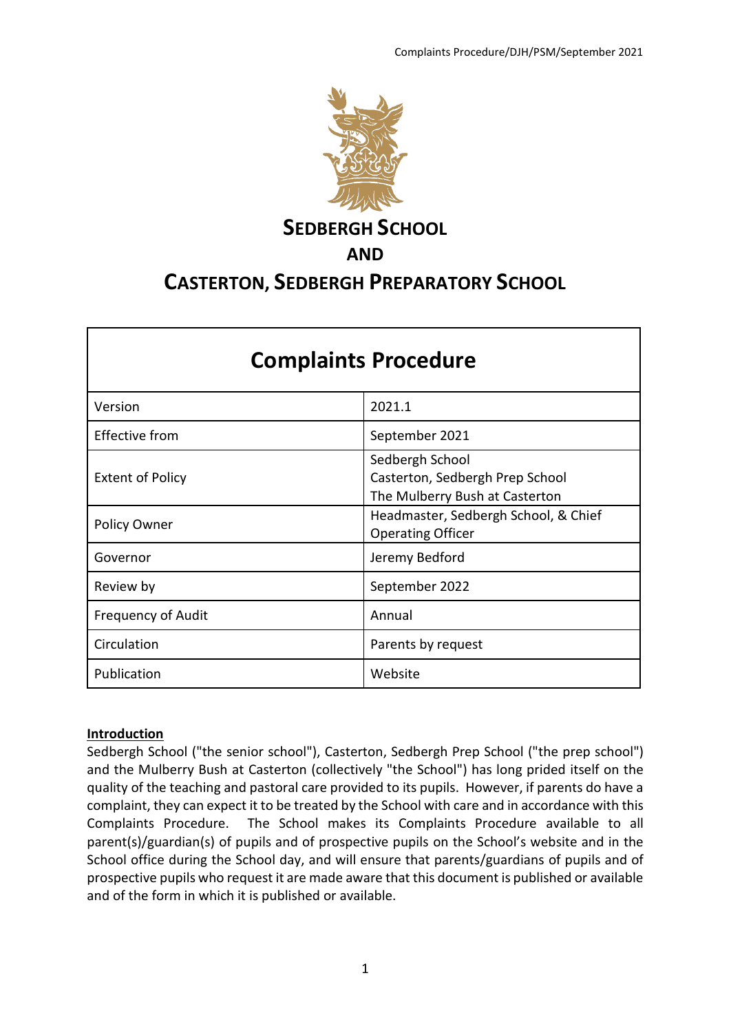# SEDBERGH SCHOOL
## AND
# CASTERTON, SEDBERGH PREPARATORY SCHOOL

| Complaints Procedure | |
|---|---|
| Version | 2021.1 |
| Effective from | September 2021 |
| Extent of Policy | Sedbergh School<br>Casterton, Sedbergh Prep School<br>The Mulberry Bush at Casterton |
| Policy Owner | Headmaster, Sedbergh School, & Chief Operating Officer |
| Governor | Jeremy Bedford |
| Review by | September 2022 |
| Frequency of Audit | Annual |
| Circulation | Parents by request |
| Publication | Website |

**Introduction**

Sedbergh School ("the senior school"), Casterton, Sedbergh Prep School ("the prep school") and the Mulberry Bush at Casterton (collectively "the School") has long prided itself on the quality of the teaching and pastoral care provided to its pupils. However, if parents do have a complaint, they can expect it to be treated by the School with care and in accordance with this Complaints Procedure. The School makes its Complaints Procedure available to all parent(s)/guardian(s) of pupils and of prospective pupils on the School's website and in the School office during the School day, and will ensure that parents/guardians of pupils and of prospective pupils who request it are made aware that this document is published or available and of the form in which it is published or available.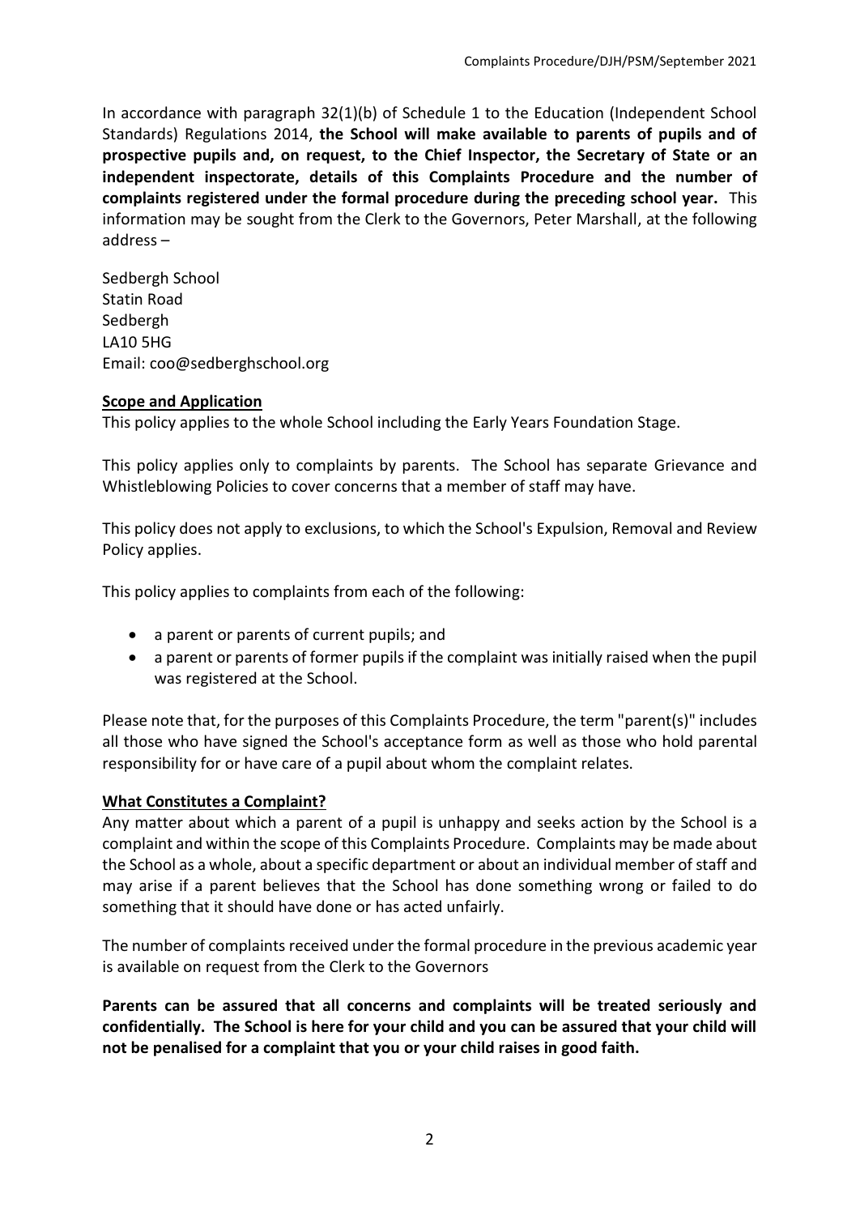In accordance with paragraph 32(1)(b) of Schedule 1 to the Education (Independent School Standards) Regulations 2014, **the School will make available to parents of pupils and of prospective pupils and, on request, to the Chief Inspector, the Secretary of State or an independent inspectorate, details of this Complaints Procedure and the number of complaints registered under the formal procedure during the preceding school year.** This information may be sought from the Clerk to the Governors, Peter Marshall, at the following address –

Sedbergh School
Statin Road
Sedbergh
LA10 5HG
Email: coo@sedberghschool.org

**Scope and Application**

This policy applies to the whole School including the Early Years Foundation Stage.

This policy applies only to complaints by parents. The School has separate Grievance and Whistleblowing Policies to cover concerns that a member of staff may have.

This policy does not apply to exclusions, to which the School's Expulsion, Removal and Review Policy applies.

This policy applies to complaints from each of the following:

- a parent or parents of current pupils; and
- a parent or parents of former pupils if the complaint was initially raised when the pupil was registered at the School.

Please note that, for the purposes of this Complaints Procedure, the term "parent(s)" includes all those who have signed the School's acceptance form as well as those who hold parental responsibility for or have care of a pupil about whom the complaint relates.

**What Constitutes a Complaint?**

Any matter about which a parent of a pupil is unhappy and seeks action by the School is a complaint and within the scope of this Complaints Procedure. Complaints may be made about the School as a whole, about a specific department or about an individual member of staff and may arise if a parent believes that the School has done something wrong or failed to do something that it should have done or has acted unfairly.

The number of complaints received under the formal procedure in the previous academic year is available on request from the Clerk to the Governors

**Parents can be assured that all concerns and complaints will be treated seriously and confidentially. The School is here for your child and you can be assured that your child will not be penalised for a complaint that you or your child raises in good faith.**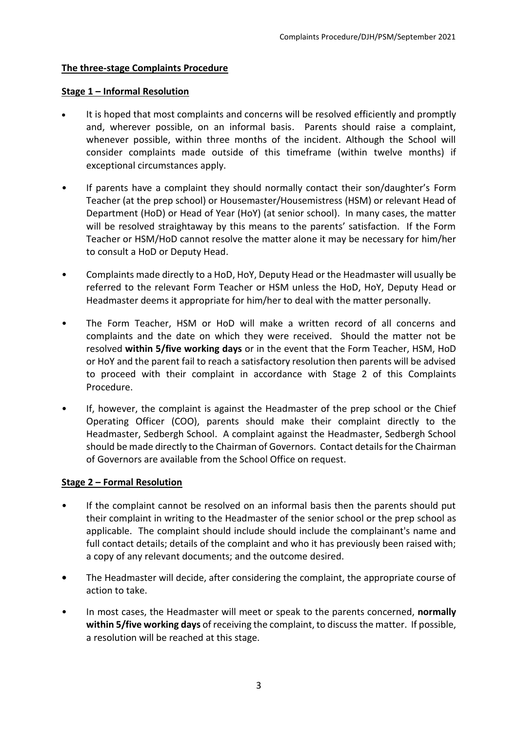**The three-stage Complaints Procedure**

**Stage 1 – Informal Resolution**

- It is hoped that most complaints and concerns will be resolved efficiently and promptly and, wherever possible, on an informal basis. Parents should raise a complaint, whenever possible, within three months of the incident. Although the School will consider complaints made outside of this timeframe (within twelve months) if exceptional circumstances apply.
- If parents have a complaint they should normally contact their son/daughter's Form Teacher (at the prep school) or Housemaster/Housemistress (HSM) or relevant Head of Department (HoD) or Head of Year (HoY) (at senior school). In many cases, the matter will be resolved straightaway by this means to the parents' satisfaction. If the Form Teacher or HSM/HoD cannot resolve the matter alone it may be necessary for him/her to consult a HoD or Deputy Head.
- Complaints made directly to a HoD, HoY, Deputy Head or the Headmaster will usually be referred to the relevant Form Teacher or HSM unless the HoD, HoY, Deputy Head or Headmaster deems it appropriate for him/her to deal with the matter personally.
- The Form Teacher, HSM or HoD will make a written record of all concerns and complaints and the date on which they were received. Should the matter not be resolved **within 5/five working days** or in the event that the Form Teacher, HSM, HoD or HoY and the parent fail to reach a satisfactory resolution then parents will be advised to proceed with their complaint in accordance with Stage 2 of this Complaints Procedure.
- If, however, the complaint is against the Headmaster of the prep school or the Chief Operating Officer (COO), parents should make their complaint directly to the Headmaster, Sedbergh School. A complaint against the Headmaster, Sedbergh School should be made directly to the Chairman of Governors. Contact details for the Chairman of Governors are available from the School Office on request.

**Stage 2 – Formal Resolution**

- If the complaint cannot be resolved on an informal basis then the parents should put their complaint in writing to the Headmaster of the senior school or the prep school as applicable. The complaint should include should include the complainant's name and full contact details; details of the complaint and who it has previously been raised with; a copy of any relevant documents; and the outcome desired.
- The Headmaster will decide, after considering the complaint, the appropriate course of action to take.
- In most cases, the Headmaster will meet or speak to the parents concerned, **normally within 5/five working days** of receiving the complaint, to discuss the matter. If possible, a resolution will be reached at this stage.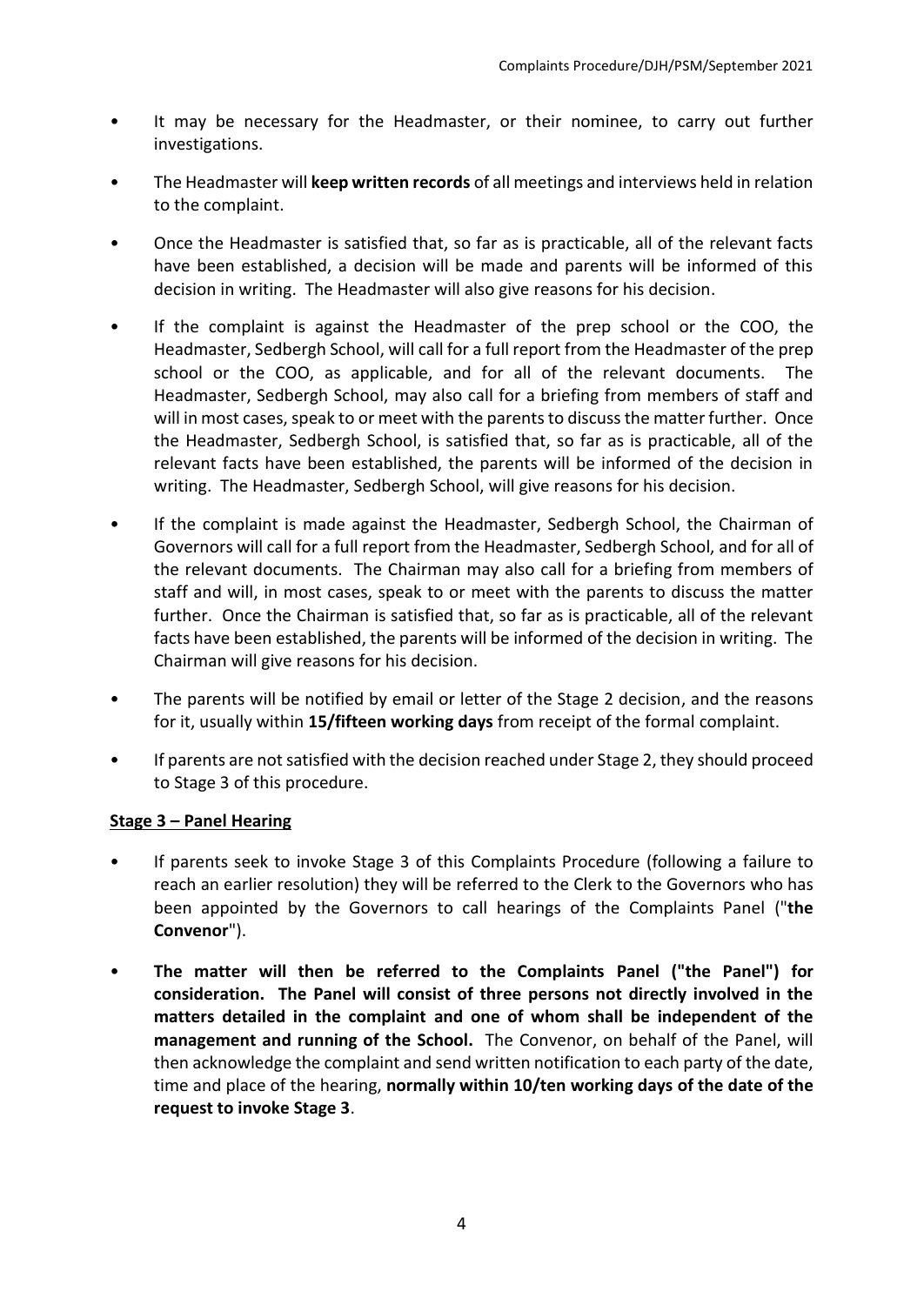- It may be necessary for the Headmaster, or their nominee, to carry out further investigations.
- The Headmaster will **keep written records** of all meetings and interviews held in relation to the complaint.
- Once the Headmaster is satisfied that, so far as is practicable, all of the relevant facts have been established, a decision will be made and parents will be informed of this decision in writing. The Headmaster will also give reasons for his decision.
- If the complaint is against the Headmaster of the prep school or the COO, the Headmaster, Sedbergh School, will call for a full report from the Headmaster of the prep school or the COO, as applicable, and for all of the relevant documents. The Headmaster, Sedbergh School, may also call for a briefing from members of staff and will in most cases, speak to or meet with the parents to discuss the matter further. Once the Headmaster, Sedbergh School, is satisfied that, so far as is practicable, all of the relevant facts have been established, the parents will be informed of the decision in writing. The Headmaster, Sedbergh School, will give reasons for his decision.
- If the complaint is made against the Headmaster, Sedbergh School, the Chairman of Governors will call for a full report from the Headmaster, Sedbergh School, and for all of the relevant documents. The Chairman may also call for a briefing from members of staff and will, in most cases, speak to or meet with the parents to discuss the matter further. Once the Chairman is satisfied that, so far as is practicable, all of the relevant facts have been established, the parents will be informed of the decision in writing. The Chairman will give reasons for his decision.
- The parents will be notified by email or letter of the Stage 2 decision, and the reasons for it, usually within **15/fifteen working days** from receipt of the formal complaint.
- If parents are not satisfied with the decision reached under Stage 2, they should proceed to Stage 3 of this procedure.

**Stage 3 – Panel Hearing**

- If parents seek to invoke Stage 3 of this Complaints Procedure (following a failure to reach an earlier resolution) they will be referred to the Clerk to the Governors who has been appointed by the Governors to call hearings of the Complaints Panel ("**the Convenor**").
- **The matter will then be referred to the Complaints Panel ("the Panel") for consideration. The Panel will consist of three persons not directly involved in the matters detailed in the complaint and one of whom shall be independent of the management and running of the School.** The Convenor, on behalf of the Panel, will then acknowledge the complaint and send written notification to each party of the date, time and place of the hearing, **normally within 10/ten working days of the date of the request to invoke Stage 3**.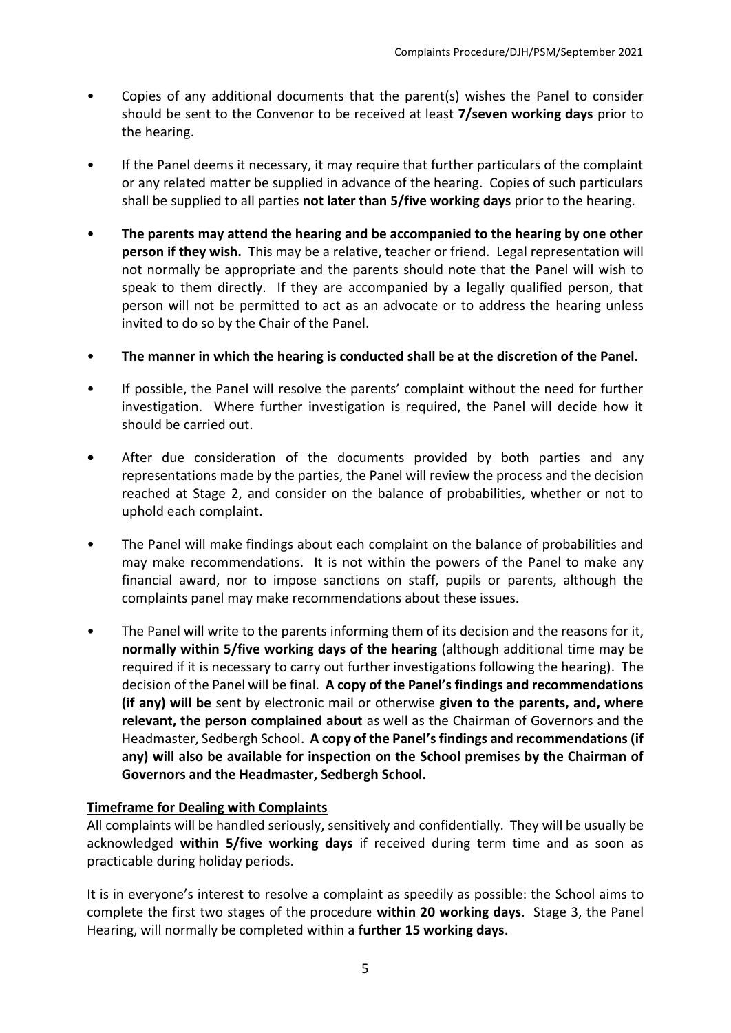- Copies of any additional documents that the parent(s) wishes the Panel to consider should be sent to the Convenor to be received at least **7/seven working days** prior to the hearing.

- If the Panel deems it necessary, it may require that further particulars of the complaint or any related matter be supplied in advance of the hearing. Copies of such particulars shall be supplied to all parties **not later than 5/five working days** prior to the hearing.

- **The parents may attend the hearing and be accompanied to the hearing by one other person if they wish.** This may be a relative, teacher or friend. Legal representation will not normally be appropriate and the parents should note that the Panel will wish to speak to them directly. If they are accompanied by a legally qualified person, that person will not be permitted to act as an advocate or to address the hearing unless invited to do so by the Chair of the Panel.

- **The manner in which the hearing is conducted shall be at the discretion of the Panel.**

- If possible, the Panel will resolve the parents' complaint without the need for further investigation. Where further investigation is required, the Panel will decide how it should be carried out.

- After due consideration of the documents provided by both parties and any representations made by the parties, the Panel will review the process and the decision reached at Stage 2, and consider on the balance of probabilities, whether or not to uphold each complaint.

- The Panel will make findings about each complaint on the balance of probabilities and may make recommendations. It is not within the powers of the Panel to make any financial award, nor to impose sanctions on staff, pupils or parents, although the complaints panel may make recommendations about these issues.

- The Panel will write to the parents informing them of its decision and the reasons for it, **normally within 5/five working days of the hearing** (although additional time may be required if it is necessary to carry out further investigations following the hearing). The decision of the Panel will be final. **A copy of the Panel's findings and recommendations (if any) will be** sent by electronic mail or otherwise **given to the parents, and, where relevant, the person complained about** as well as the Chairman of Governors and the Headmaster, Sedbergh School. **A copy of the Panel's findings and recommendations (if any) will also be available for inspection on the School premises by the Chairman of Governors and the Headmaster, Sedbergh School.**

## Timeframe for Dealing with Complaints

All complaints will be handled seriously, sensitively and confidentially. They will be usually be acknowledged **within 5/five working days** if received during term time and as soon as practicable during holiday periods.

It is in everyone's interest to resolve a complaint as speedily as possible: the School aims to complete the first two stages of the procedure **within 20 working days**. Stage 3, the Panel Hearing, will normally be completed within a **further 15 working days**.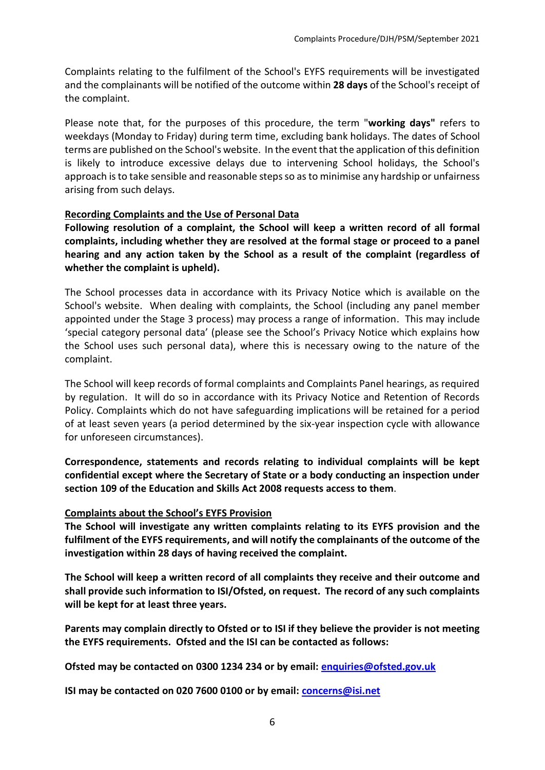Complaints relating to the fulfilment of the School's EYFS requirements will be investigated and the complainants will be notified of the outcome within **28 days** of the School's receipt of the complaint.

Please note that, for the purposes of this procedure, the term "**working days"** refers to weekdays (Monday to Friday) during term time, excluding bank holidays. The dates of School terms are published on the School's website. In the event that the application of this definition is likely to introduce excessive delays due to intervening School holidays, the School's approach is to take sensible and reasonable steps so as to minimise any hardship or unfairness arising from such delays.

## Recording Complaints and the Use of Personal Data

**Following resolution of a complaint, the School will keep a written record of all formal complaints, including whether they are resolved at the formal stage or proceed to a panel hearing and any action taken by the School as a result of the complaint (regardless of whether the complaint is upheld).**

The School processes data in accordance with its Privacy Notice which is available on the School's website. When dealing with complaints, the School (including any panel member appointed under the Stage 3 process) may process a range of information. This may include 'special category personal data' (please see the School's Privacy Notice which explains how the School uses such personal data), where this is necessary owing to the nature of the complaint.

The School will keep records of formal complaints and Complaints Panel hearings, as required by regulation. It will do so in accordance with its Privacy Notice and Retention of Records Policy. Complaints which do not have safeguarding implications will be retained for a period of at least seven years (a period determined by the six-year inspection cycle with allowance for unforeseen circumstances).

**Correspondence, statements and records relating to individual complaints will be kept confidential except where the Secretary of State or a body conducting an inspection under section 109 of the Education and Skills Act 2008 requests access to them**.

## Complaints about the School's EYFS Provision

**The School will investigate any written complaints relating to its EYFS provision and the fulfilment of the EYFS requirements, and will notify the complainants of the outcome of the investigation within 28 days of having received the complaint.**

**The School will keep a written record of all complaints they receive and their outcome and shall provide such information to ISI/Ofsted, on request. The record of any such complaints will be kept for at least three years.**

**Parents may complain directly to Ofsted or to ISI if they believe the provider is not meeting the EYFS requirements. Ofsted and the ISI can be contacted as follows:**

**Ofsted may be contacted on 0300 1234 234 or by email: enquiries@ofsted.gov.uk**

**ISI may be contacted on 020 7600 0100 or by email: concerns@isi.net**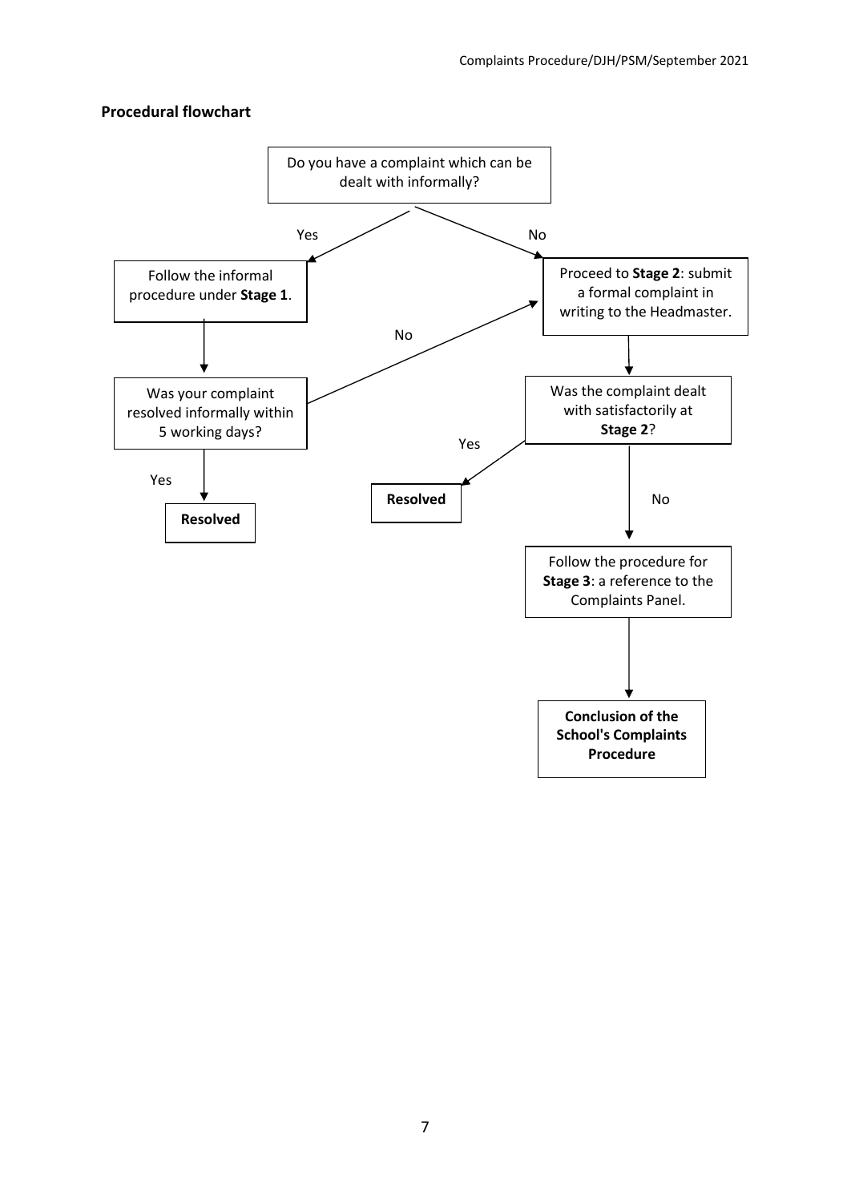**Procedural flowchart**

Do you have a complaint which can be dealt with informally?

- **Yes** → Follow the informal procedure under **Stage 1**.
  - → Was your complaint resolved informally within 5 working days?
    - **Yes** → **Resolved**
    - **No** → Proceed to **Stage 2** (below)
- **No** → Proceed to **Stage 2**: submit a formal complaint in writing to the Headmaster.
  - → Was the complaint dealt with satisfactorily at **Stage 2**?
    - **Yes** → **Resolved**
    - **No** → Follow the procedure for **Stage 3**: a reference to the Complaints Panel.
      - → **Conclusion of the School's Complaints Procedure**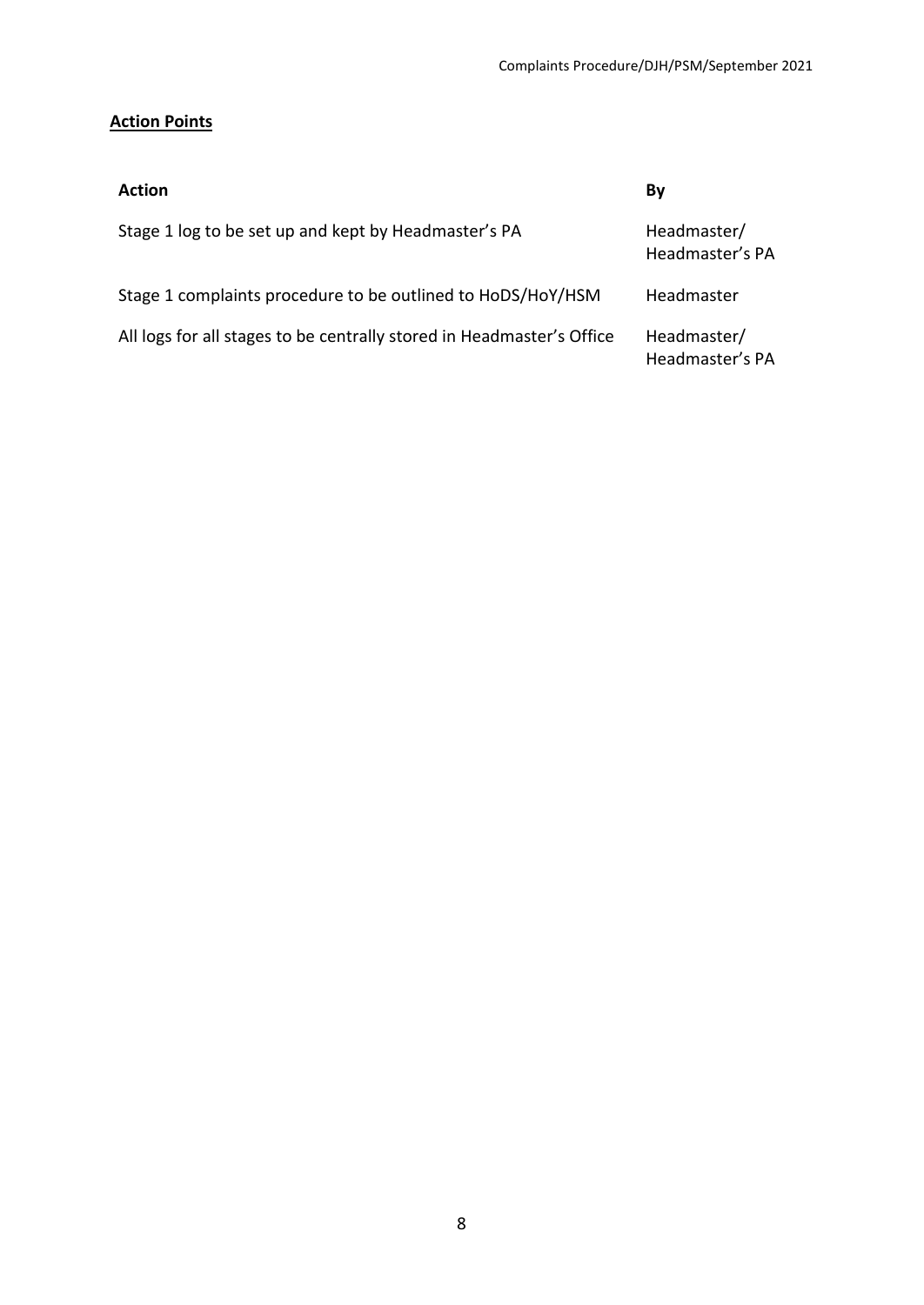**Action Points**

| Action | By |
| --- | --- |
| Stage 1 log to be set up and kept by Headmaster's PA | Headmaster/ Headmaster's PA |
| Stage 1 complaints procedure to be outlined to HoDS/HoY/HSM | Headmaster |
| All logs for all stages to be centrally stored in Headmaster's Office | Headmaster/ Headmaster's PA |